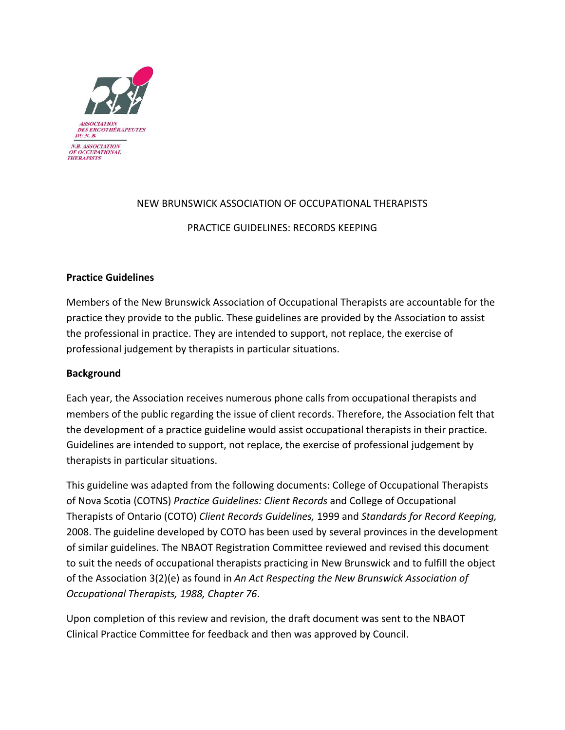ASSOCIATION DES ERGOTHÉRAPEUTES DU N.-B.

N.B. ASSOCIATION OF OCCUPATIONAL THERAPISTS

# NEW BRUNSWICK ASSOCIATION OF OCCUPATIONAL THERAPISTS

## PRACTICE GUIDELINES: RECORDS KEEPING

### Practice Guidelines

Members of the New Brunswick Association of Occupational Therapists are accountable for the practice they provide to the public. These guidelines are provided by the Association to assist the professional in practice. They are intended to support, not replace, the exercise of professional judgement by therapists in particular situations.

### Background

Each year, the Association receives numerous phone calls from occupational therapists and members of the public regarding the issue of client records. Therefore, the Association felt that the development of a practice guideline would assist occupational therapists in their practice. Guidelines are intended to support, not replace, the exercise of professional judgement by therapists in particular situations.

This guideline was adapted from the following documents: College of Occupational Therapists of Nova Scotia (COTNS) *Practice Guidelines: Client Records* and College of Occupational Therapists of Ontario (COTO) *Client Records Guidelines,* 1999 and *Standards for Record Keeping,* 2008. The guideline developed by COTO has been used by several provinces in the development of similar guidelines. The NBAOT Registration Committee reviewed and revised this document to suit the needs of occupational therapists practicing in New Brunswick and to fulfill the object of the Association 3(2)(e) as found in *An Act Respecting the New Brunswick Association of Occupational Therapists, 1988, Chapter 76*.

Upon completion of this review and revision, the draft document was sent to the NBAOT Clinical Practice Committee for feedback and then was approved by Council.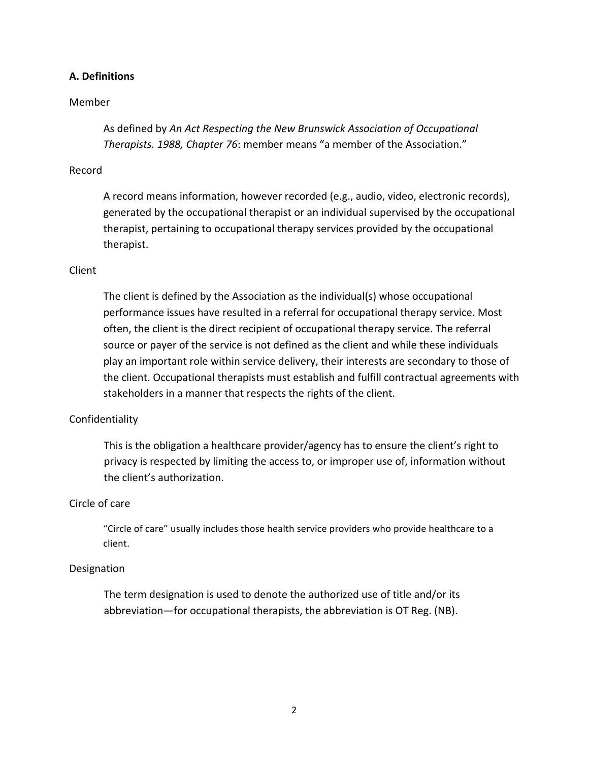### A. Definitions

Member

As defined by *An Act Respecting the New Brunswick Association of Occupational Therapists. 1988, Chapter 76*: member means “a member of the Association.”

Record

A record means information, however recorded (e.g., audio, video, electronic records), generated by the occupational therapist or an individual supervised by the occupational therapist, pertaining to occupational therapy services provided by the occupational therapist.

Client

The client is defined by the Association as the individual(s) whose occupational performance issues have resulted in a referral for occupational therapy service. Most often, the client is the direct recipient of occupational therapy service. The referral source or payer of the service is not defined as the client and while these individuals play an important role within service delivery, their interests are secondary to those of the client. Occupational therapists must establish and fulfill contractual agreements with stakeholders in a manner that respects the rights of the client.

Confidentiality

This is the obligation a healthcare provider/agency has to ensure the client’s right to privacy is respected by limiting the access to, or improper use of, information without the client’s authorization.

Circle of care

“Circle of care” usually includes those health service providers who provide healthcare to a client.

Designation

The term designation is used to denote the authorized use of title and/or its abbreviation—for occupational therapists, the abbreviation is OT Reg. (NB).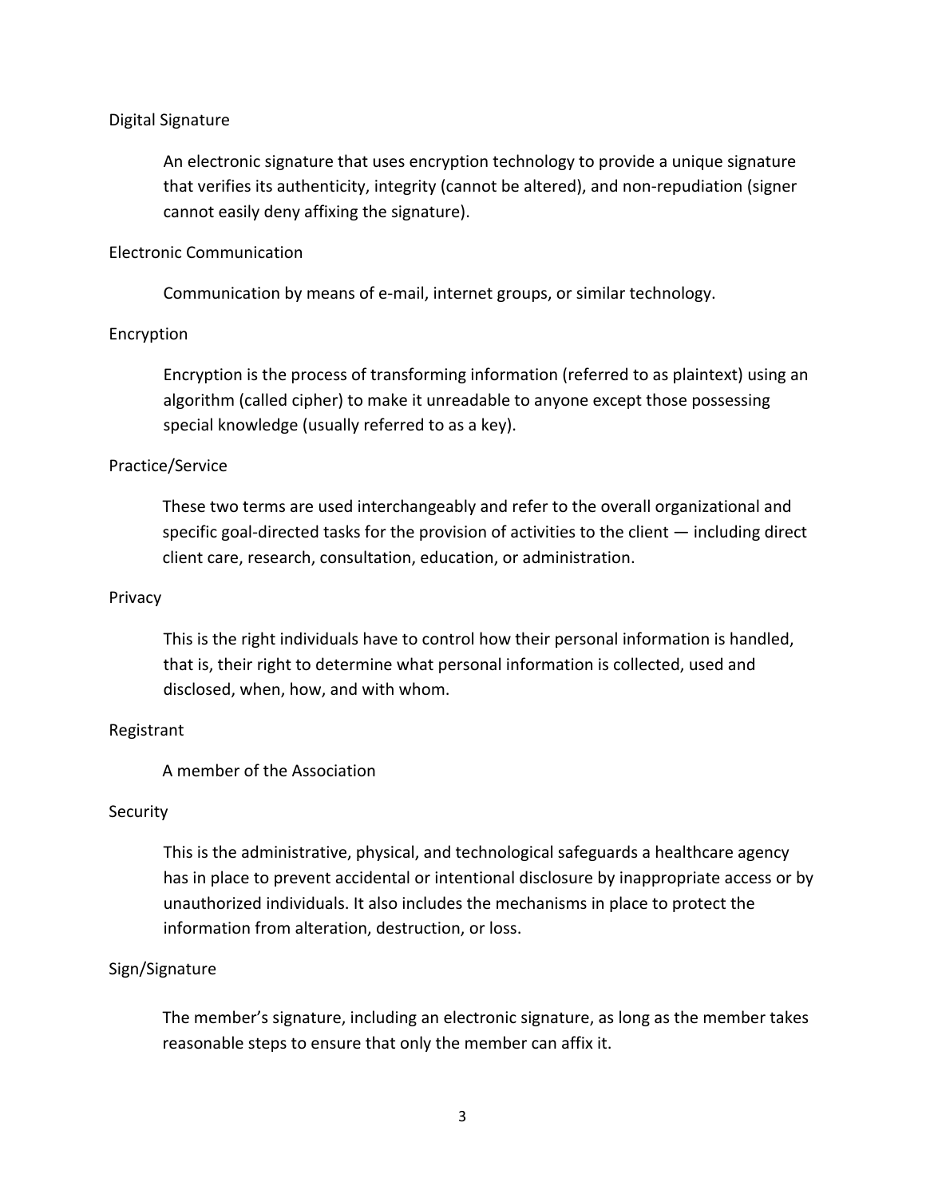Digital Signature

An electronic signature that uses encryption technology to provide a unique signature that verifies its authenticity, integrity (cannot be altered), and non-repudiation (signer cannot easily deny affixing the signature).

Electronic Communication

Communication by means of e-mail, internet groups, or similar technology.

Encryption

Encryption is the process of transforming information (referred to as plaintext) using an algorithm (called cipher) to make it unreadable to anyone except those possessing special knowledge (usually referred to as a key).

Practice/Service

These two terms are used interchangeably and refer to the overall organizational and specific goal-directed tasks for the provision of activities to the client — including direct client care, research, consultation, education, or administration.

Privacy

This is the right individuals have to control how their personal information is handled, that is, their right to determine what personal information is collected, used and disclosed, when, how, and with whom.

Registrant

A member of the Association

Security

This is the administrative, physical, and technological safeguards a healthcare agency has in place to prevent accidental or intentional disclosure by inappropriate access or by unauthorized individuals. It also includes the mechanisms in place to protect the information from alteration, destruction, or loss.

Sign/Signature

The member's signature, including an electronic signature, as long as the member takes reasonable steps to ensure that only the member can affix it.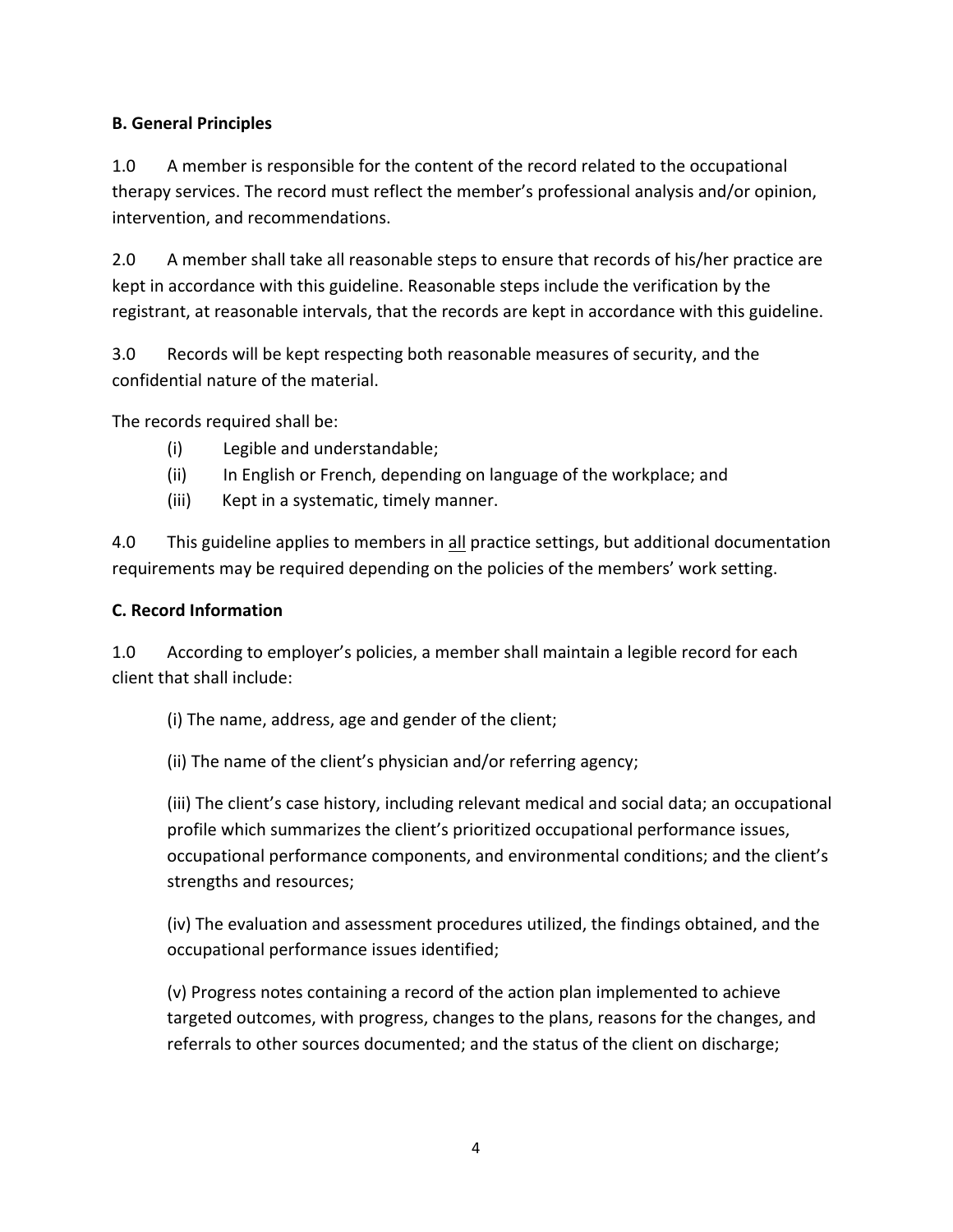**B. General Principles**

1.0 A member is responsible for the content of the record related to the occupational therapy services. The record must reflect the member's professional analysis and/or opinion, intervention, and recommendations.

2.0 A member shall take all reasonable steps to ensure that records of his/her practice are kept in accordance with this guideline. Reasonable steps include the verification by the registrant, at reasonable intervals, that the records are kept in accordance with this guideline.

3.0 Records will be kept respecting both reasonable measures of security, and the confidential nature of the material.

The records required shall be:

(i) Legible and understandable;
(ii) In English or French, depending on language of the workplace; and
(iii) Kept in a systematic, timely manner.

4.0 This guideline applies to members in all practice settings, but additional documentation requirements may be required depending on the policies of the members' work setting.

**C. Record Information**

1.0 According to employer's policies, a member shall maintain a legible record for each client that shall include:

(i) The name, address, age and gender of the client;

(ii) The name of the client's physician and/or referring agency;

(iii) The client's case history, including relevant medical and social data; an occupational profile which summarizes the client's prioritized occupational performance issues, occupational performance components, and environmental conditions; and the client's strengths and resources;

(iv) The evaluation and assessment procedures utilized, the findings obtained, and the occupational performance issues identified;

(v) Progress notes containing a record of the action plan implemented to achieve targeted outcomes, with progress, changes to the plans, reasons for the changes, and referrals to other sources documented; and the status of the client on discharge;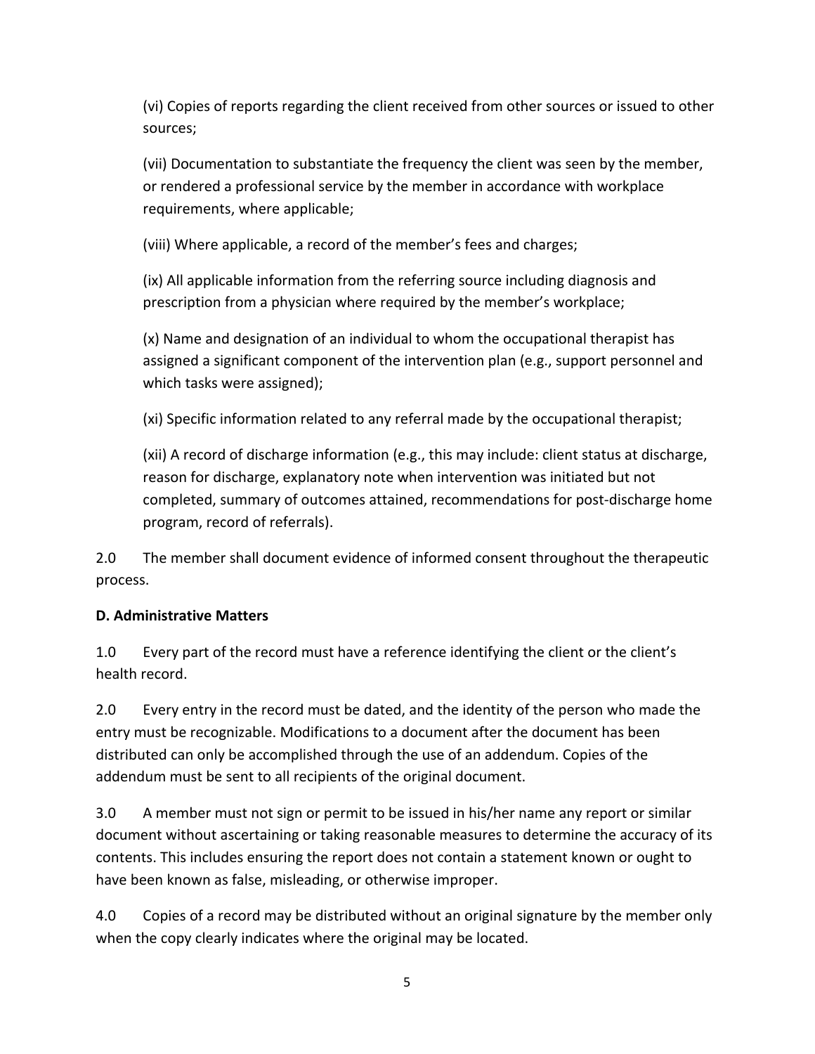(vi) Copies of reports regarding the client received from other sources or issued to other sources;

(vii) Documentation to substantiate the frequency the client was seen by the member, or rendered a professional service by the member in accordance with workplace requirements, where applicable;

(viii) Where applicable, a record of the member's fees and charges;

(ix) All applicable information from the referring source including diagnosis and prescription from a physician where required by the member's workplace;

(x) Name and designation of an individual to whom the occupational therapist has assigned a significant component of the intervention plan (e.g., support personnel and which tasks were assigned);

(xi) Specific information related to any referral made by the occupational therapist;

(xii) A record of discharge information (e.g., this may include: client status at discharge, reason for discharge, explanatory note when intervention was initiated but not completed, summary of outcomes attained, recommendations for post-discharge home program, record of referrals).

2.0 The member shall document evidence of informed consent throughout the therapeutic process.

**D. Administrative Matters**

1.0 Every part of the record must have a reference identifying the client or the client's health record.

2.0 Every entry in the record must be dated, and the identity of the person who made the entry must be recognizable. Modifications to a document after the document has been distributed can only be accomplished through the use of an addendum. Copies of the addendum must be sent to all recipients of the original document.

3.0 A member must not sign or permit to be issued in his/her name any report or similar document without ascertaining or taking reasonable measures to determine the accuracy of its contents. This includes ensuring the report does not contain a statement known or ought to have been known as false, misleading, or otherwise improper.

4.0 Copies of a record may be distributed without an original signature by the member only when the copy clearly indicates where the original may be located.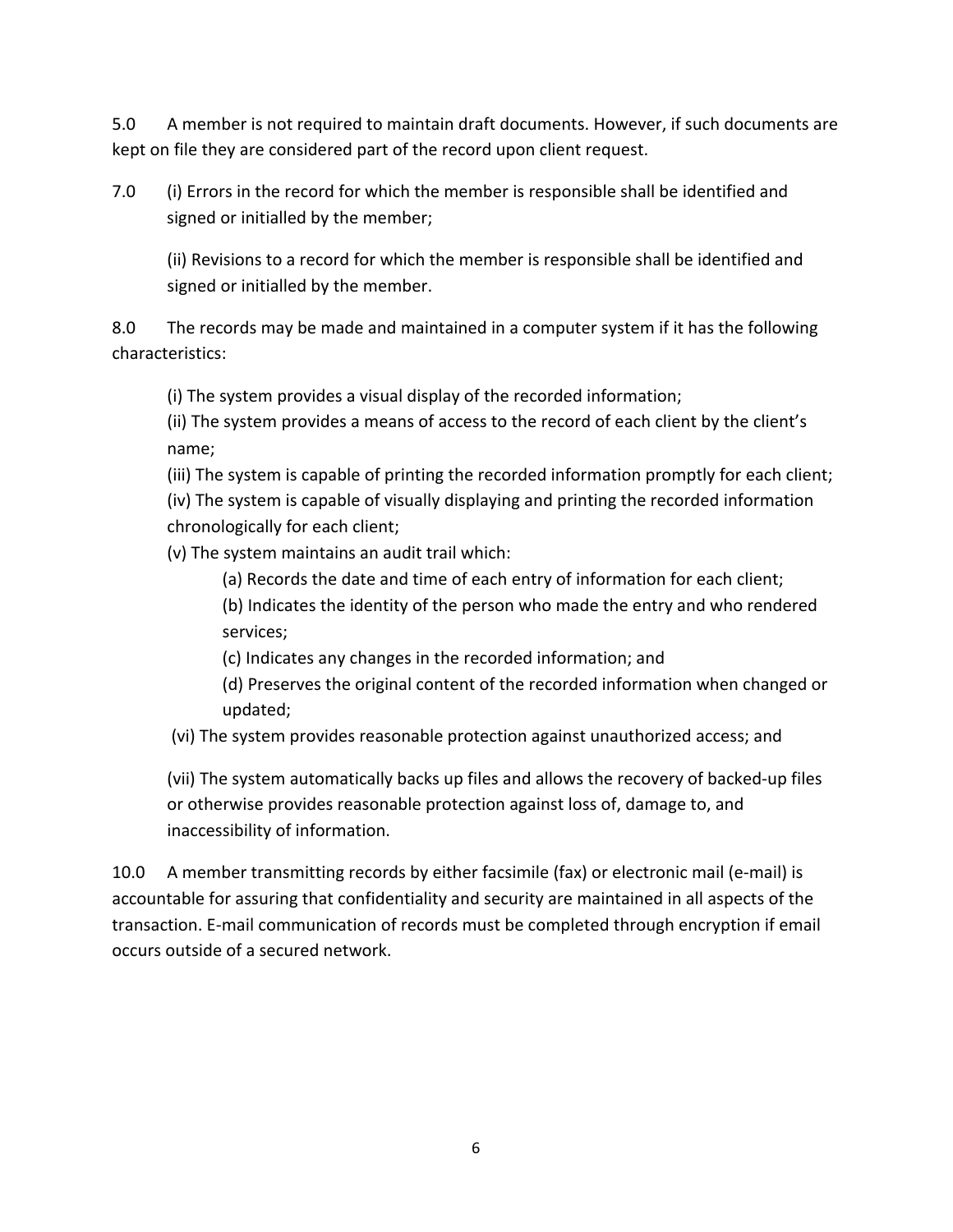5.0 A member is not required to maintain draft documents. However, if such documents are kept on file they are considered part of the record upon client request.

7.0 (i) Errors in the record for which the member is responsible shall be identified and signed or initialled by the member;

(ii) Revisions to a record for which the member is responsible shall be identified and signed or initialled by the member.

8.0 The records may be made and maintained in a computer system if it has the following characteristics:

(i) The system provides a visual display of the recorded information;

(ii) The system provides a means of access to the record of each client by the client's name;

(iii) The system is capable of printing the recorded information promptly for each client;

(iv) The system is capable of visually displaying and printing the recorded information chronologically for each client;

(v) The system maintains an audit trail which:

- (a) Records the date and time of each entry of information for each client;
- (b) Indicates the identity of the person who made the entry and who rendered services;
- (c) Indicates any changes in the recorded information; and
- (d) Preserves the original content of the recorded information when changed or updated;

(vi) The system provides reasonable protection against unauthorized access; and

(vii) The system automatically backs up files and allows the recovery of backed-up files or otherwise provides reasonable protection against loss of, damage to, and inaccessibility of information.

10.0 A member transmitting records by either facsimile (fax) or electronic mail (e-mail) is accountable for assuring that confidentiality and security are maintained in all aspects of the transaction. E-mail communication of records must be completed through encryption if email occurs outside of a secured network.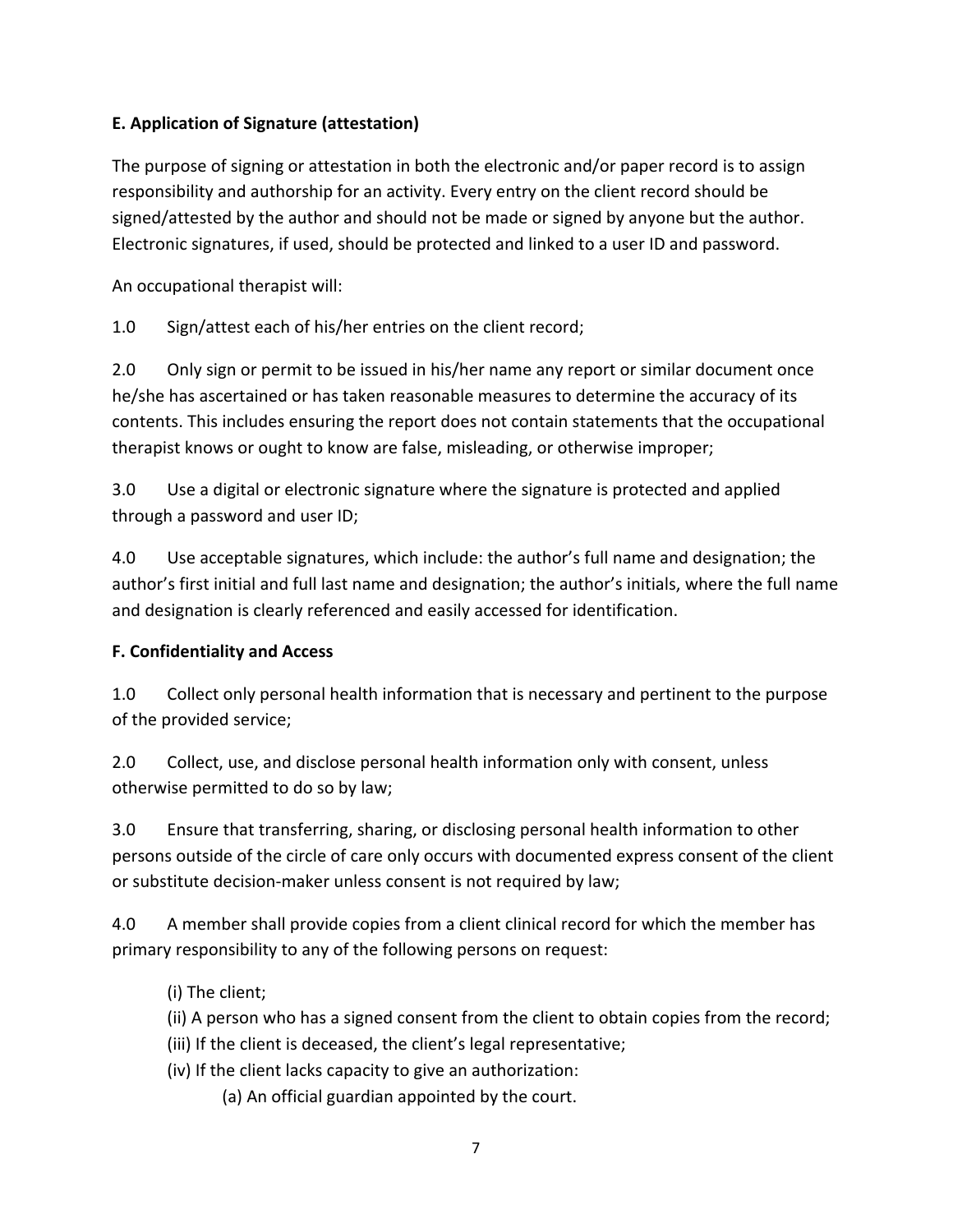**E. Application of Signature (attestation)**

The purpose of signing or attestation in both the electronic and/or paper record is to assign responsibility and authorship for an activity. Every entry on the client record should be signed/attested by the author and should not be made or signed by anyone but the author. Electronic signatures, if used, should be protected and linked to a user ID and password.

An occupational therapist will:

1.0 Sign/attest each of his/her entries on the client record;

2.0 Only sign or permit to be issued in his/her name any report or similar document once he/she has ascertained or has taken reasonable measures to determine the accuracy of its contents. This includes ensuring the report does not contain statements that the occupational therapist knows or ought to know are false, misleading, or otherwise improper;

3.0 Use a digital or electronic signature where the signature is protected and applied through a password and user ID;

4.0 Use acceptable signatures, which include: the author's full name and designation; the author's first initial and full last name and designation; the author's initials, where the full name and designation is clearly referenced and easily accessed for identification.

**F. Confidentiality and Access**

1.0 Collect only personal health information that is necessary and pertinent to the purpose of the provided service;

2.0 Collect, use, and disclose personal health information only with consent, unless otherwise permitted to do so by law;

3.0 Ensure that transferring, sharing, or disclosing personal health information to other persons outside of the circle of care only occurs with documented express consent of the client or substitute decision-maker unless consent is not required by law;

4.0 A member shall provide copies from a client clinical record for which the member has primary responsibility to any of the following persons on request:

(i) The client;
(ii) A person who has a signed consent from the client to obtain copies from the record;
(iii) If the client is deceased, the client's legal representative;
(iv) If the client lacks capacity to give an authorization:
  (a) An official guardian appointed by the court.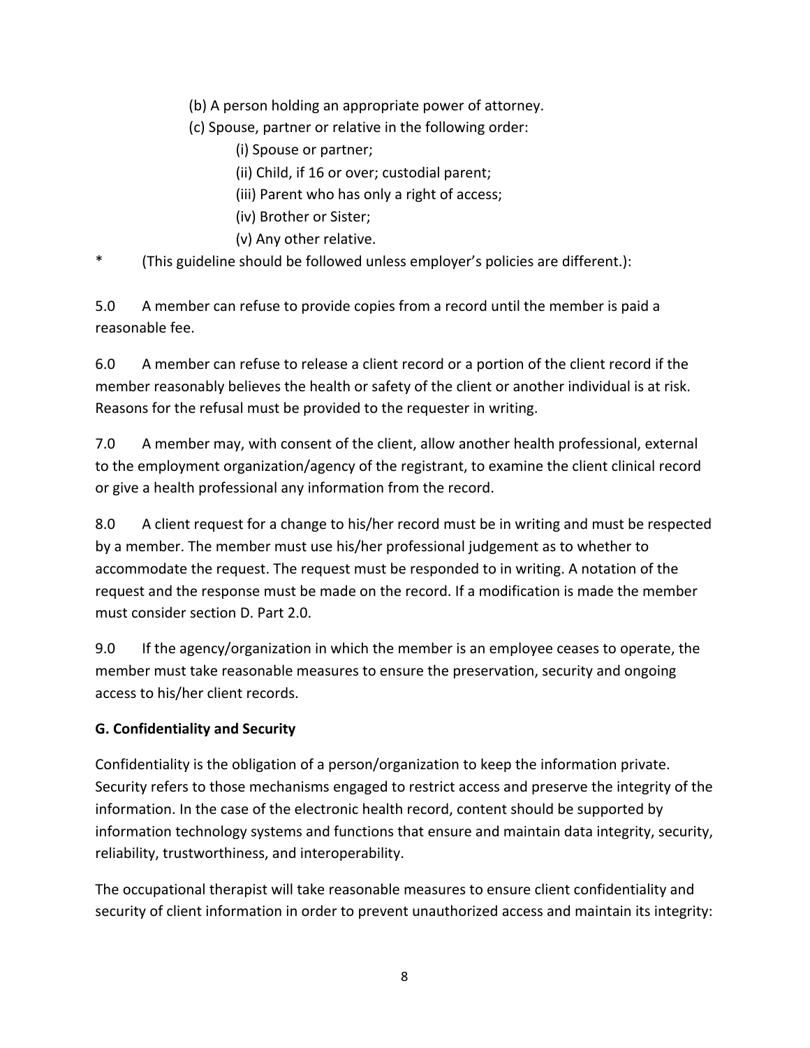(b) A person holding an appropriate power of attorney.

(c) Spouse, partner or relative in the following order:

(i) Spouse or partner;

(ii) Child, if 16 or over; custodial parent;

(iii) Parent who has only a right of access;

(iv) Brother or Sister;

(v) Any other relative.

* (This guideline should be followed unless employer's policies are different.):

5.0 A member can refuse to provide copies from a record until the member is paid a reasonable fee.

6.0 A member can refuse to release a client record or a portion of the client record if the member reasonably believes the health or safety of the client or another individual is at risk. Reasons for the refusal must be provided to the requester in writing.

7.0 A member may, with consent of the client, allow another health professional, external to the employment organization/agency of the registrant, to examine the client clinical record or give a health professional any information from the record.

8.0 A client request for a change to his/her record must be in writing and must be respected by a member. The member must use his/her professional judgement as to whether to accommodate the request. The request must be responded to in writing. A notation of the request and the response must be made on the record. If a modification is made the member must consider section D. Part 2.0.

9.0 If the agency/organization in which the member is an employee ceases to operate, the member must take reasonable measures to ensure the preservation, security and ongoing access to his/her client records.

**G. Confidentiality and Security**

Confidentiality is the obligation of a person/organization to keep the information private. Security refers to those mechanisms engaged to restrict access and preserve the integrity of the information. In the case of the electronic health record, content should be supported by information technology systems and functions that ensure and maintain data integrity, security, reliability, trustworthiness, and interoperability.

The occupational therapist will take reasonable measures to ensure client confidentiality and security of client information in order to prevent unauthorized access and maintain its integrity: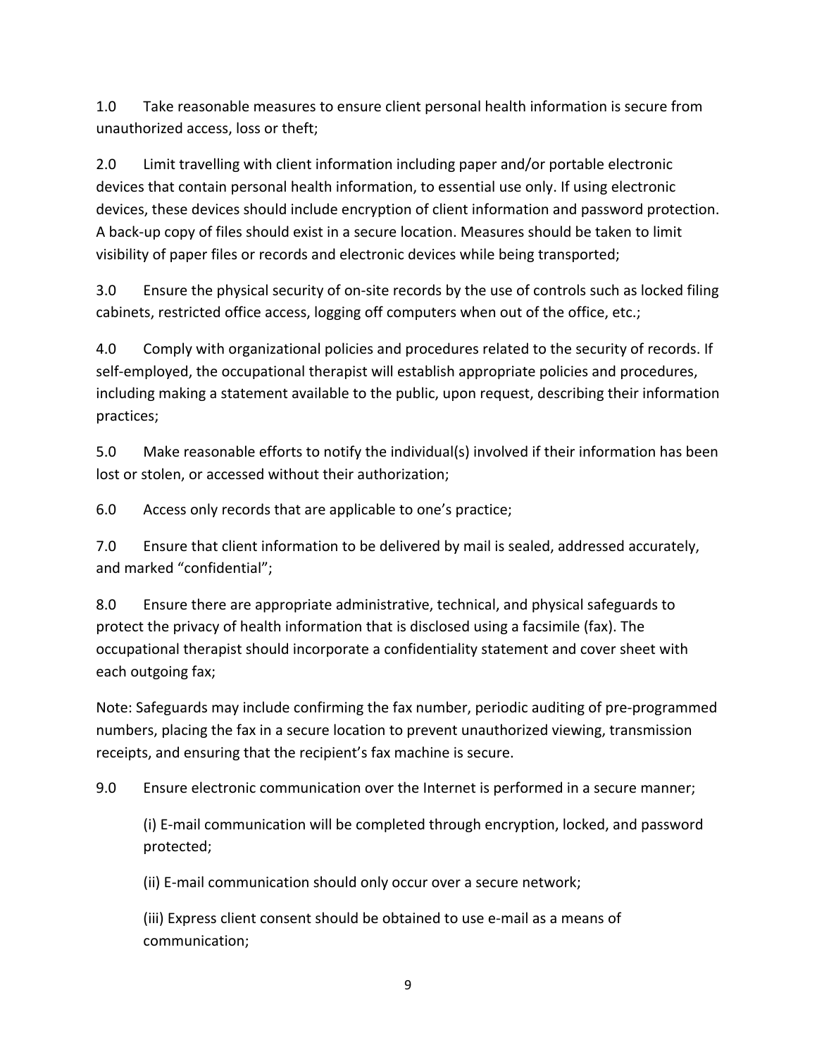1.0 Take reasonable measures to ensure client personal health information is secure from unauthorized access, loss or theft;

2.0 Limit travelling with client information including paper and/or portable electronic devices that contain personal health information, to essential use only. If using electronic devices, these devices should include encryption of client information and password protection. A back-up copy of files should exist in a secure location. Measures should be taken to limit visibility of paper files or records and electronic devices while being transported;

3.0 Ensure the physical security of on-site records by the use of controls such as locked filing cabinets, restricted office access, logging off computers when out of the office, etc.;

4.0 Comply with organizational policies and procedures related to the security of records. If self-employed, the occupational therapist will establish appropriate policies and procedures, including making a statement available to the public, upon request, describing their information practices;

5.0 Make reasonable efforts to notify the individual(s) involved if their information has been lost or stolen, or accessed without their authorization;

6.0 Access only records that are applicable to one's practice;

7.0 Ensure that client information to be delivered by mail is sealed, addressed accurately, and marked "confidential";

8.0 Ensure there are appropriate administrative, technical, and physical safeguards to protect the privacy of health information that is disclosed using a facsimile (fax). The occupational therapist should incorporate a confidentiality statement and cover sheet with each outgoing fax;

Note: Safeguards may include confirming the fax number, periodic auditing of pre-programmed numbers, placing the fax in a secure location to prevent unauthorized viewing, transmission receipts, and ensuring that the recipient's fax machine is secure.

9.0 Ensure electronic communication over the Internet is performed in a secure manner;

> (i) E-mail communication will be completed through encryption, locked, and password protected;
>
> (ii) E-mail communication should only occur over a secure network;
>
> (iii) Express client consent should be obtained to use e-mail as a means of communication;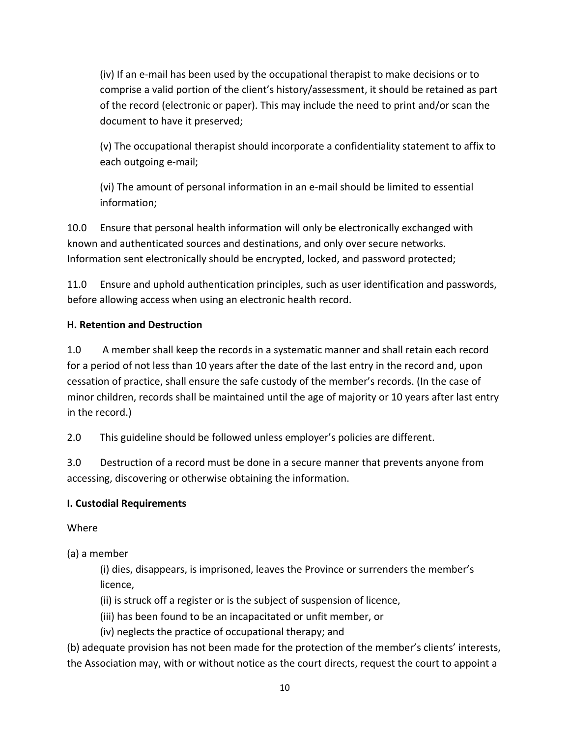(iv) If an e-mail has been used by the occupational therapist to make decisions or to comprise a valid portion of the client's history/assessment, it should be retained as part of the record (electronic or paper). This may include the need to print and/or scan the document to have it preserved;

(v) The occupational therapist should incorporate a confidentiality statement to affix to each outgoing e-mail;

(vi) The amount of personal information in an e-mail should be limited to essential information;

10.0 Ensure that personal health information will only be electronically exchanged with known and authenticated sources and destinations, and only over secure networks. Information sent electronically should be encrypted, locked, and password protected;

11.0 Ensure and uphold authentication principles, such as user identification and passwords, before allowing access when using an electronic health record.

**H. Retention and Destruction**

1.0 A member shall keep the records in a systematic manner and shall retain each record for a period of not less than 10 years after the date of the last entry in the record and, upon cessation of practice, shall ensure the safe custody of the member's records. (In the case of minor children, records shall be maintained until the age of majority or 10 years after last entry in the record.)

2.0 This guideline should be followed unless employer's policies are different.

3.0 Destruction of a record must be done in a secure manner that prevents anyone from accessing, discovering or otherwise obtaining the information.

**I. Custodial Requirements**

Where

(a) a member

(i) dies, disappears, is imprisoned, leaves the Province or surrenders the member's licence,

(ii) is struck off a register or is the subject of suspension of licence,

(iii) has been found to be an incapacitated or unfit member, or

(iv) neglects the practice of occupational therapy; and

(b) adequate provision has not been made for the protection of the member's clients' interests, the Association may, with or without notice as the court directs, request the court to appoint a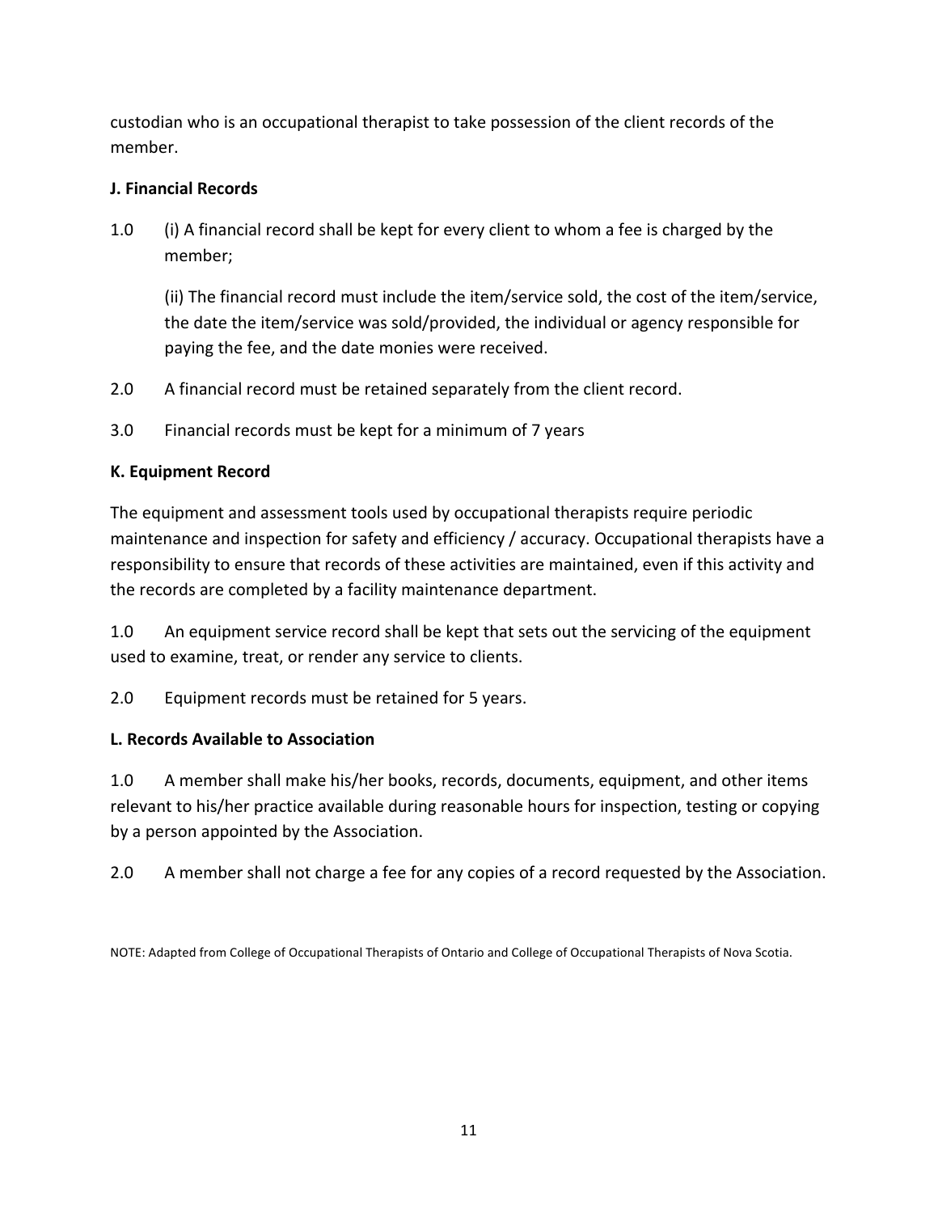custodian who is an occupational therapist to take possession of the client records of the member.

**J. Financial Records**

1.0 (i) A financial record shall be kept for every client to whom a fee is charged by the member;

(ii) The financial record must include the item/service sold, the cost of the item/service, the date the item/service was sold/provided, the individual or agency responsible for paying the fee, and the date monies were received.

2.0 A financial record must be retained separately from the client record.

3.0 Financial records must be kept for a minimum of 7 years

**K. Equipment Record**

The equipment and assessment tools used by occupational therapists require periodic maintenance and inspection for safety and efficiency / accuracy. Occupational therapists have a responsibility to ensure that records of these activities are maintained, even if this activity and the records are completed by a facility maintenance department.

1.0 An equipment service record shall be kept that sets out the servicing of the equipment used to examine, treat, or render any service to clients.

2.0 Equipment records must be retained for 5 years.

**L. Records Available to Association**

1.0 A member shall make his/her books, records, documents, equipment, and other items relevant to his/her practice available during reasonable hours for inspection, testing or copying by a person appointed by the Association.

2.0 A member shall not charge a fee for any copies of a record requested by the Association.

NOTE: Adapted from College of Occupational Therapists of Ontario and College of Occupational Therapists of Nova Scotia.